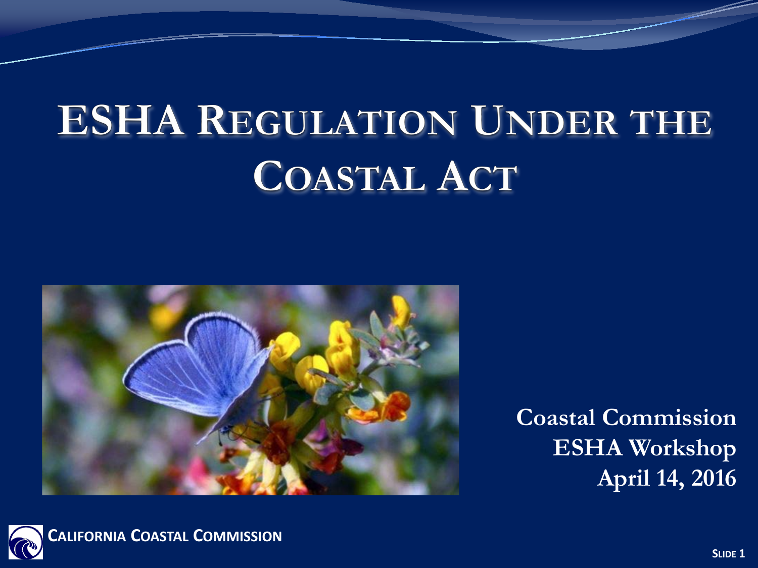# ESHA Regulation Under the Coastal Act

**Coastal Commission**
**ESHA Workshop**
**April 14, 2016**

California Coastal Commission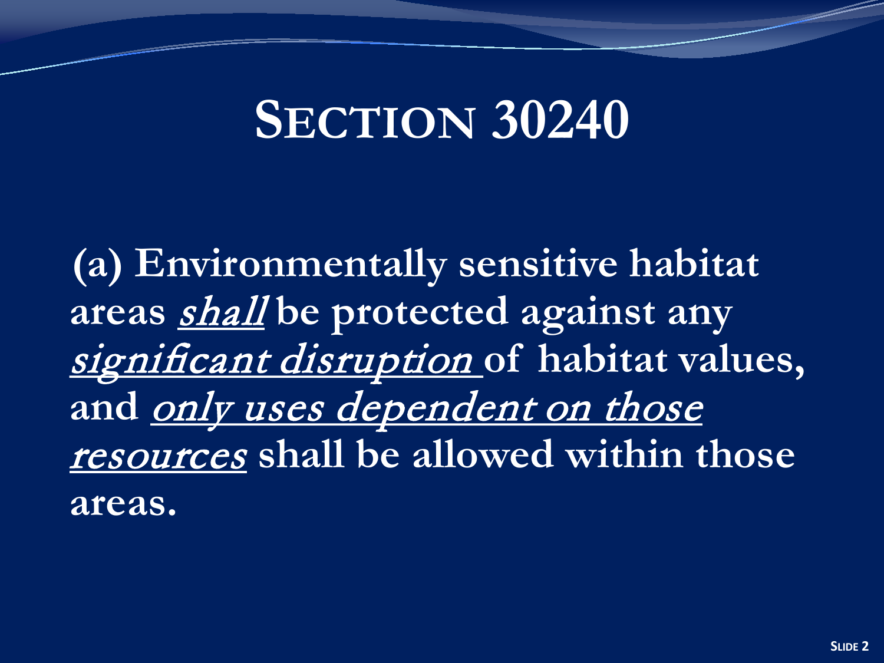# SECTION 30240

**(a) Environmentally sensitive habitat areas *shall* be protected against any *significant disruption* of habitat values, and *only uses dependent on those resources* shall be allowed within those areas.**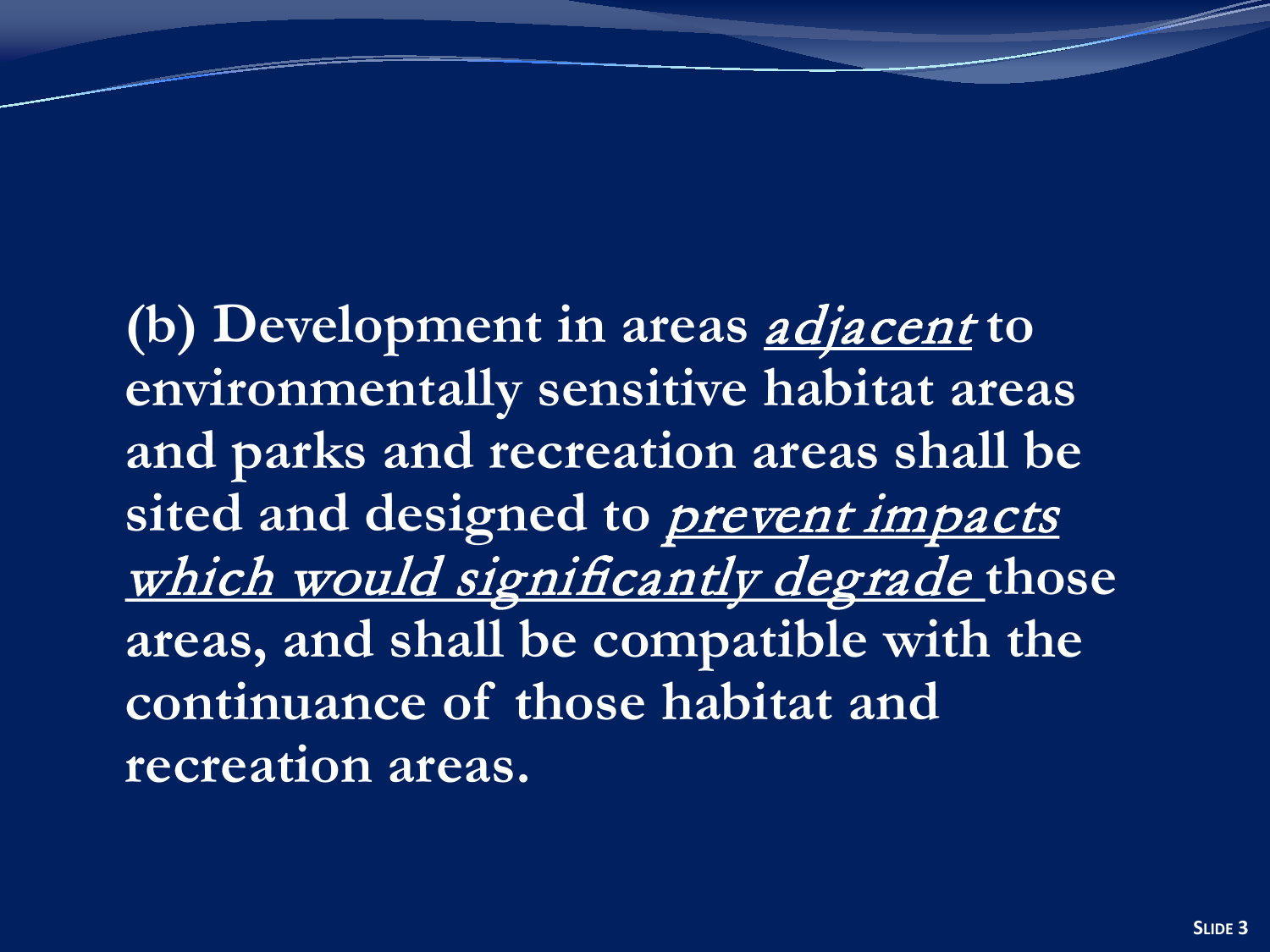**(b) Development in areas *<u>adjacent</u>* to environmentally sensitive habitat areas and parks and recreation areas shall be sited and designed to *<u>prevent impacts which would significantly degrade</u>* those areas, and shall be compatible with the continuance of those habitat and recreation areas.**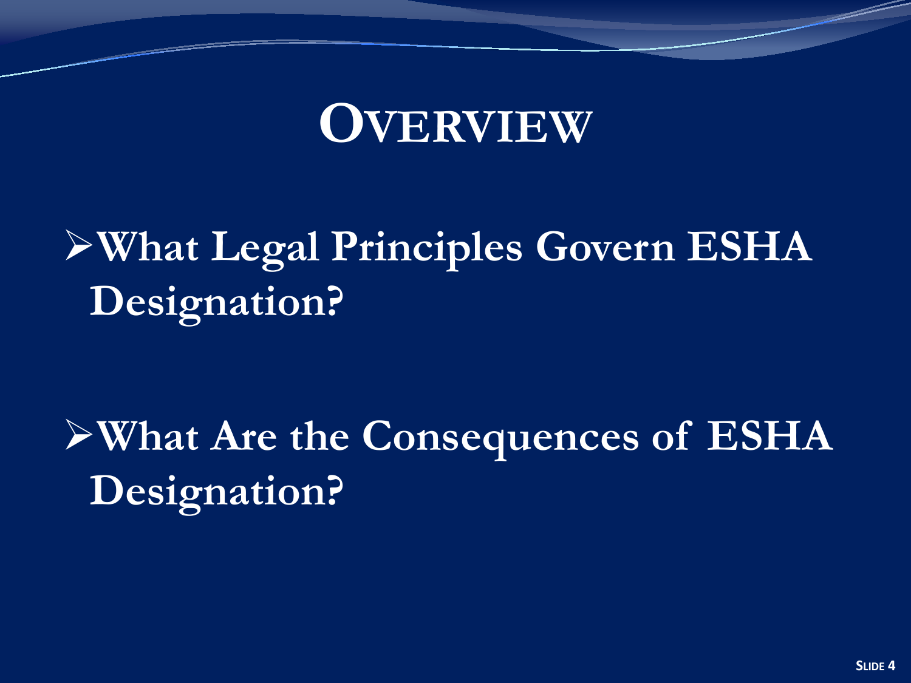# OVERVIEW

- **What Legal Principles Govern ESHA Designation?**

- **What Are the Consequences of ESHA Designation?**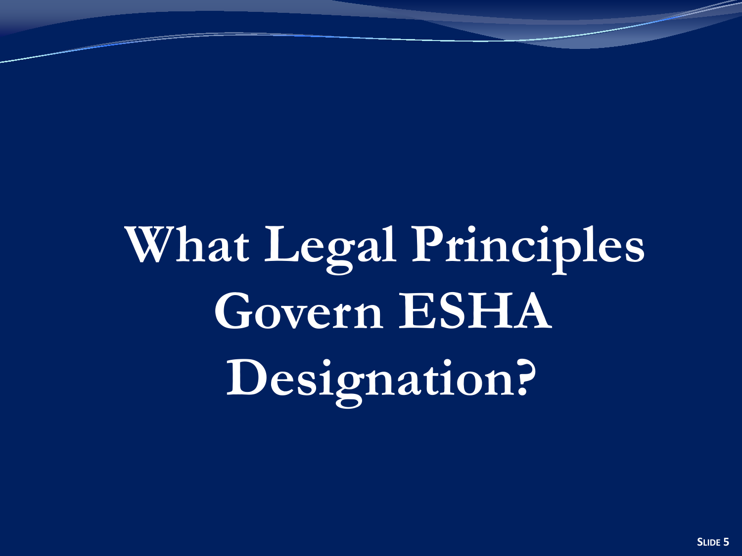# What Legal Principles Govern ESHA Designation?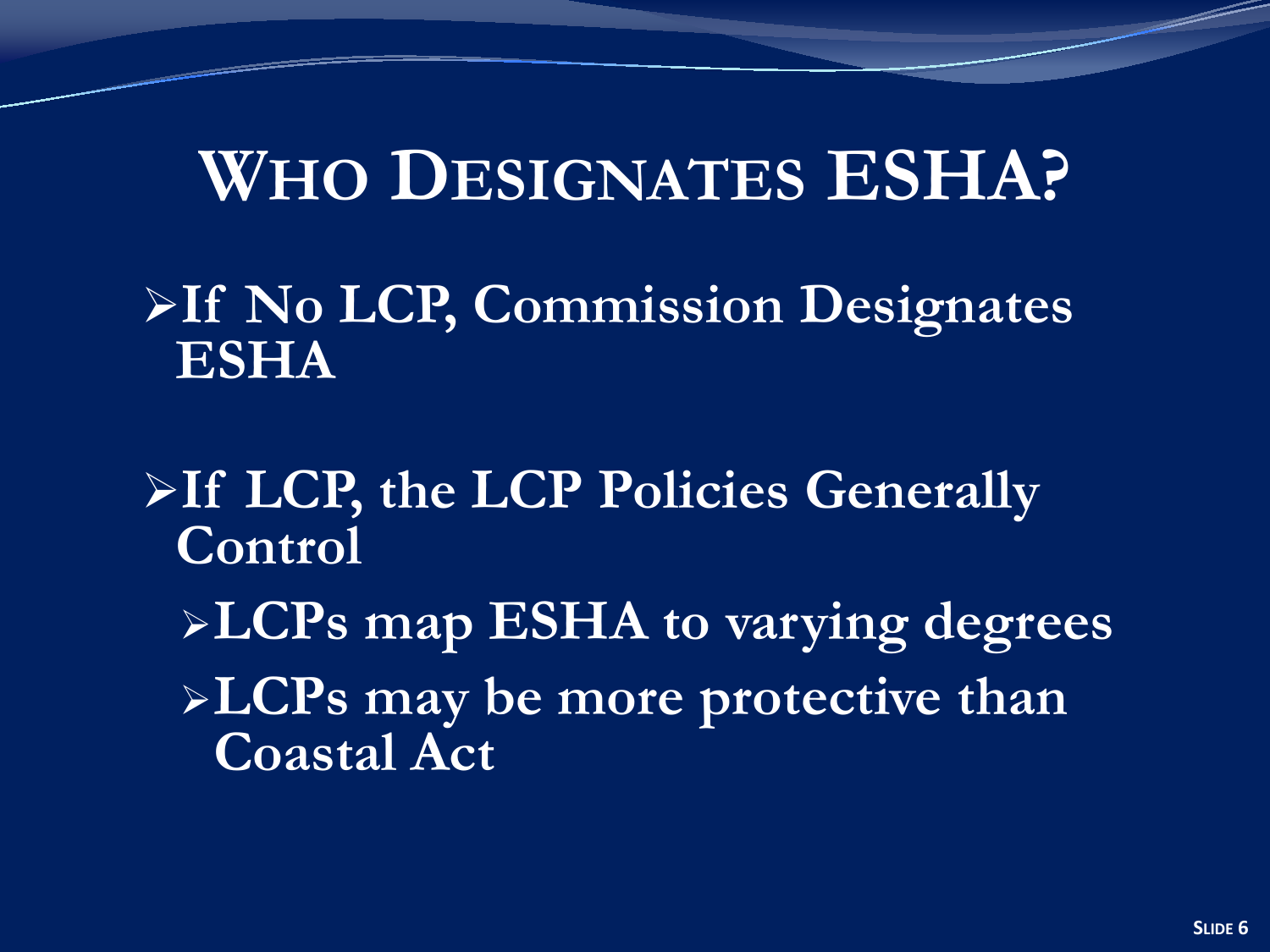# WHO DESIGNATES ESHA?

- **If No LCP, Commission Designates ESHA**
- **If LCP, the LCP Policies Generally Control**
  - **LCPs map ESHA to varying degrees**
  - **LCPs may be more protective than Coastal Act**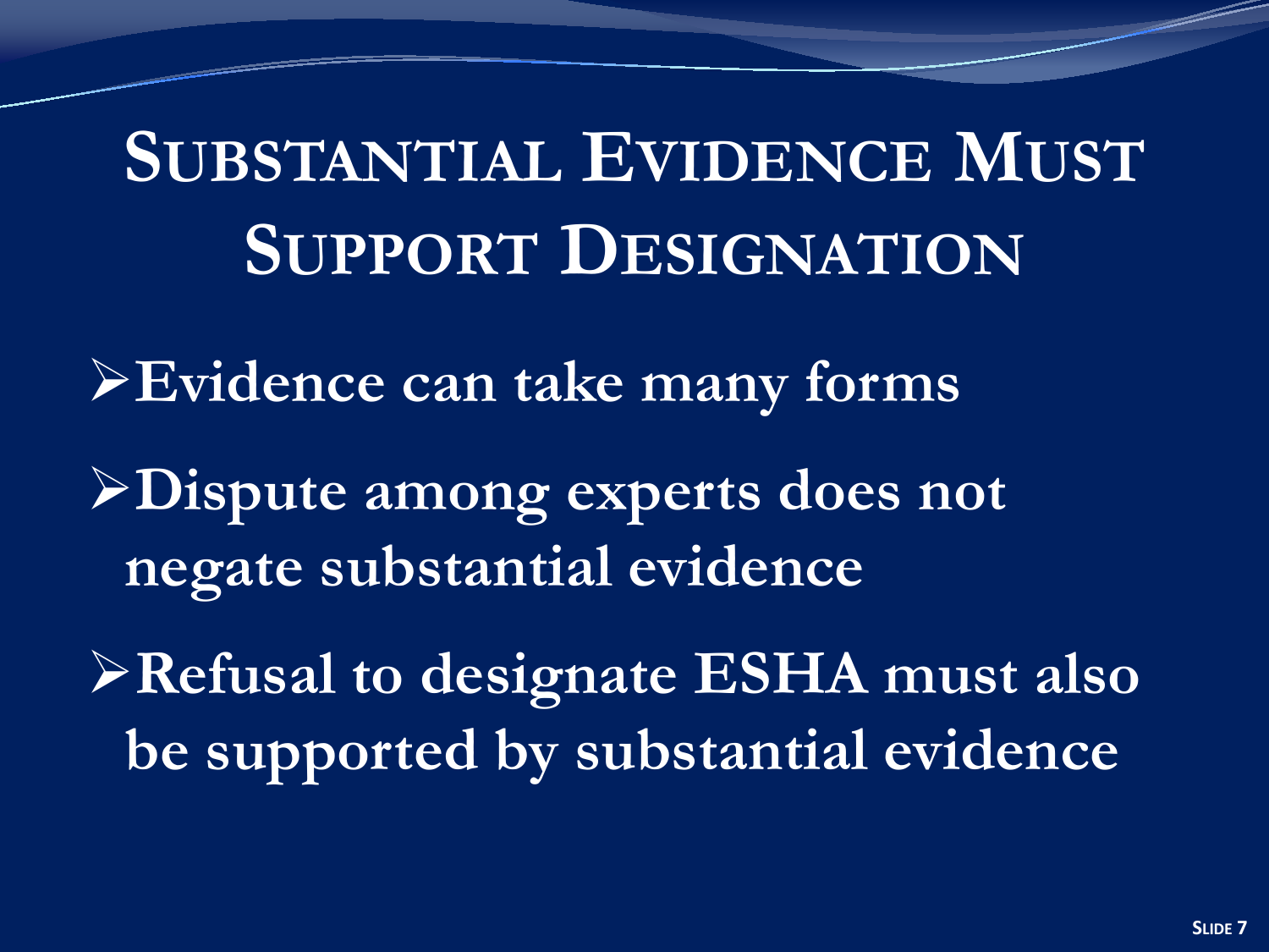# Substantial Evidence Must Support Designation

- **Evidence can take many forms**
- **Dispute among experts does not negate substantial evidence**
- **Refusal to designate ESHA must also be supported by substantial evidence**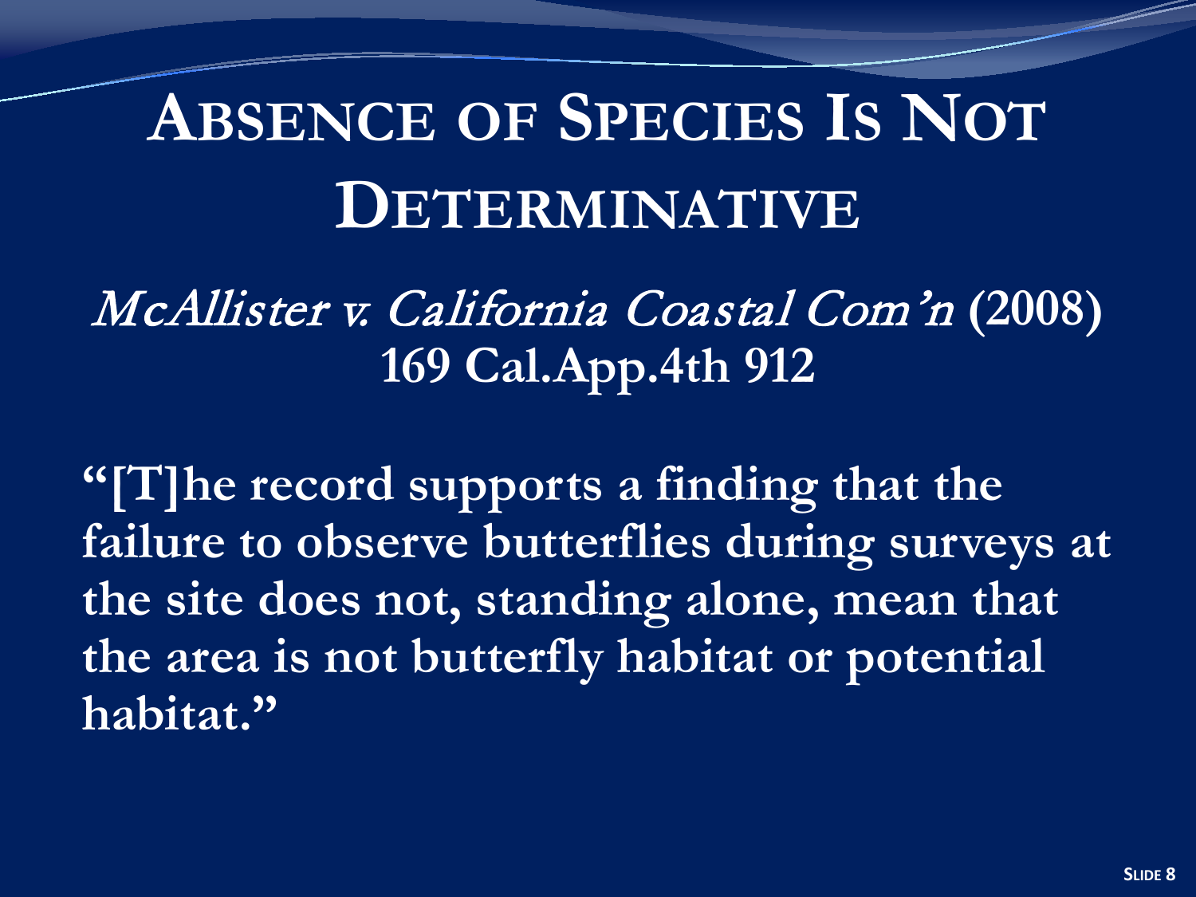# Absence of Species Is Not Determinative

*McAllister v. California Coastal Com'n* **(2008) 169 Cal.App.4th 912**

**"[T]he record supports a finding that the failure to observe butterflies during surveys at the site does not, standing alone, mean that the area is not butterfly habitat or potential habitat."**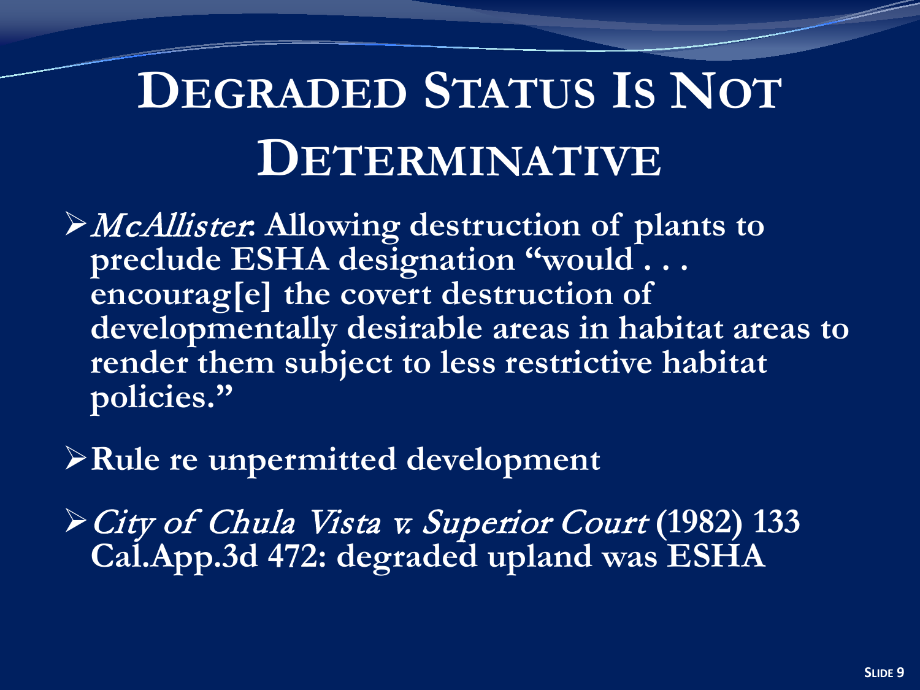# Degraded Status Is Not Determinative

- *McAllister*: Allowing destruction of plants to preclude ESHA designation "would . . . encourag[e] the covert destruction of developmentally desirable areas in habitat areas to render them subject to less restrictive habitat policies."
- Rule re unpermitted development
- *City of Chula Vista v. Superior Court* (1982) 133 Cal.App.3d 472: degraded upland was ESHA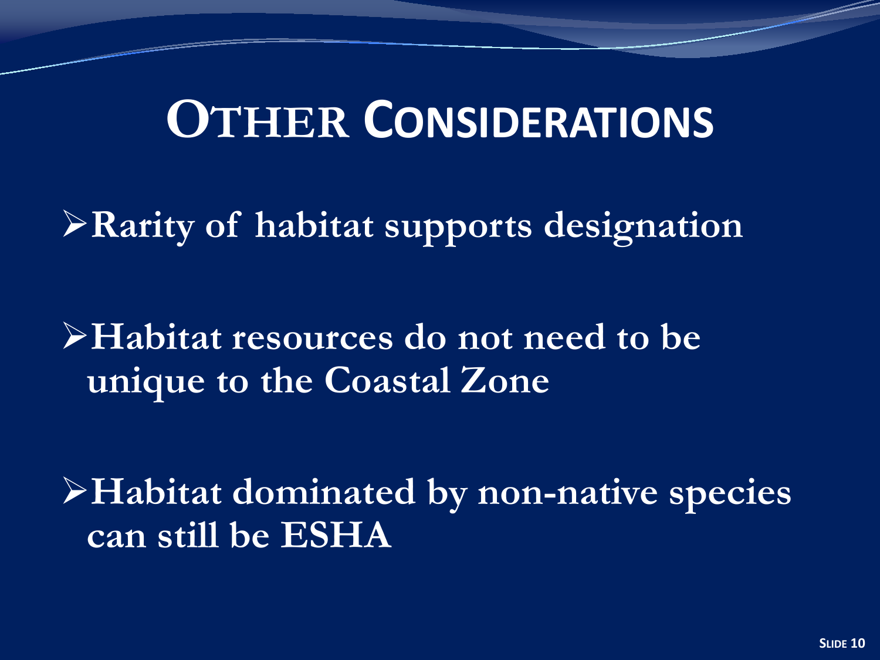# OTHER CONSIDERATIONS

- **Rarity of habitat supports designation**
- **Habitat resources do not need to be unique to the Coastal Zone**
- **Habitat dominated by non-native species can still be ESHA**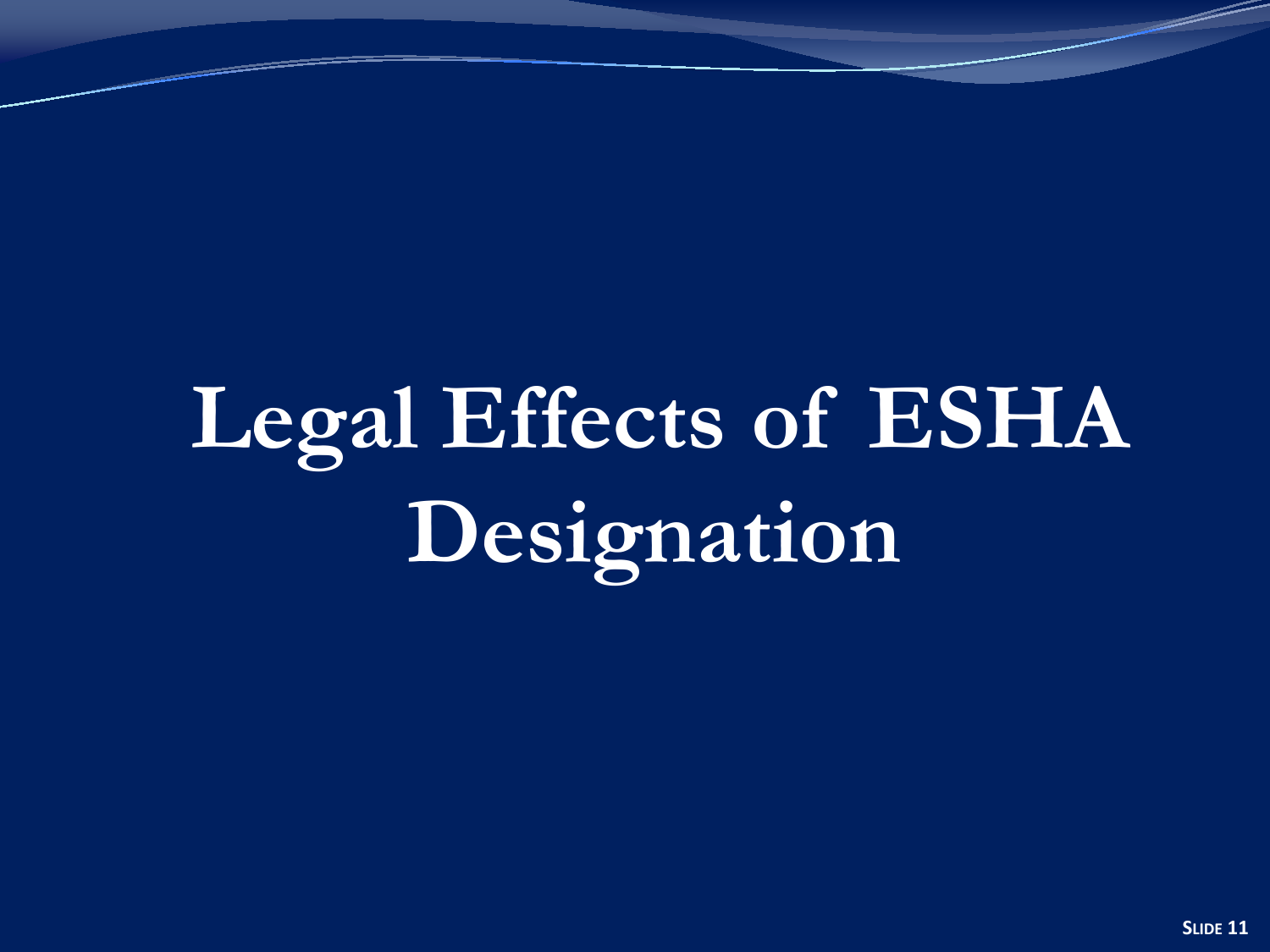# Legal Effects of ESHA Designation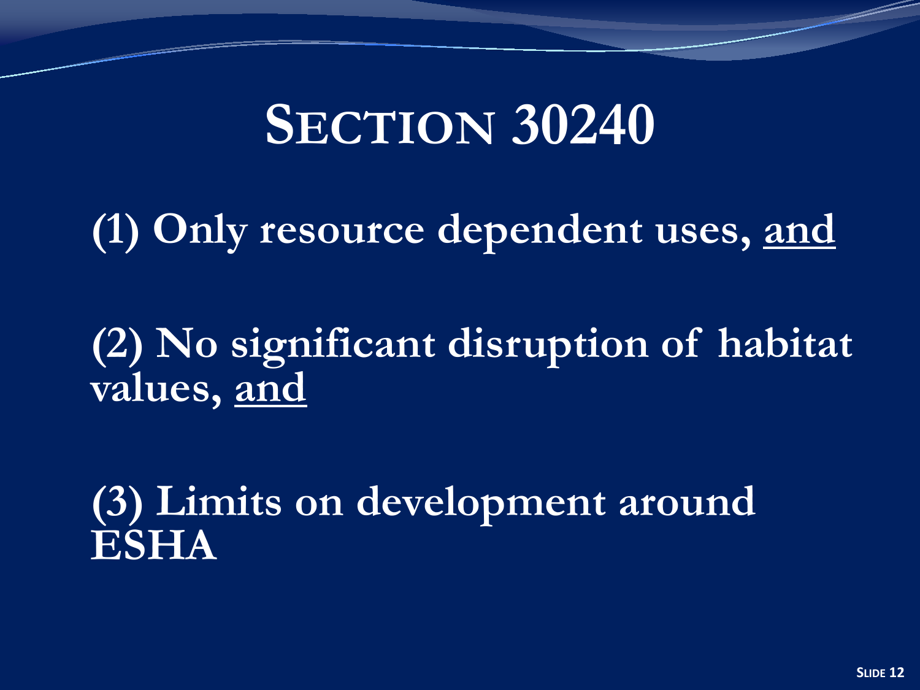# SECTION 30240

(1) Only resource dependent uses, <u>and</u>

(2) No significant disruption of habitat values, <u>and</u>

(3) Limits on development around ESHA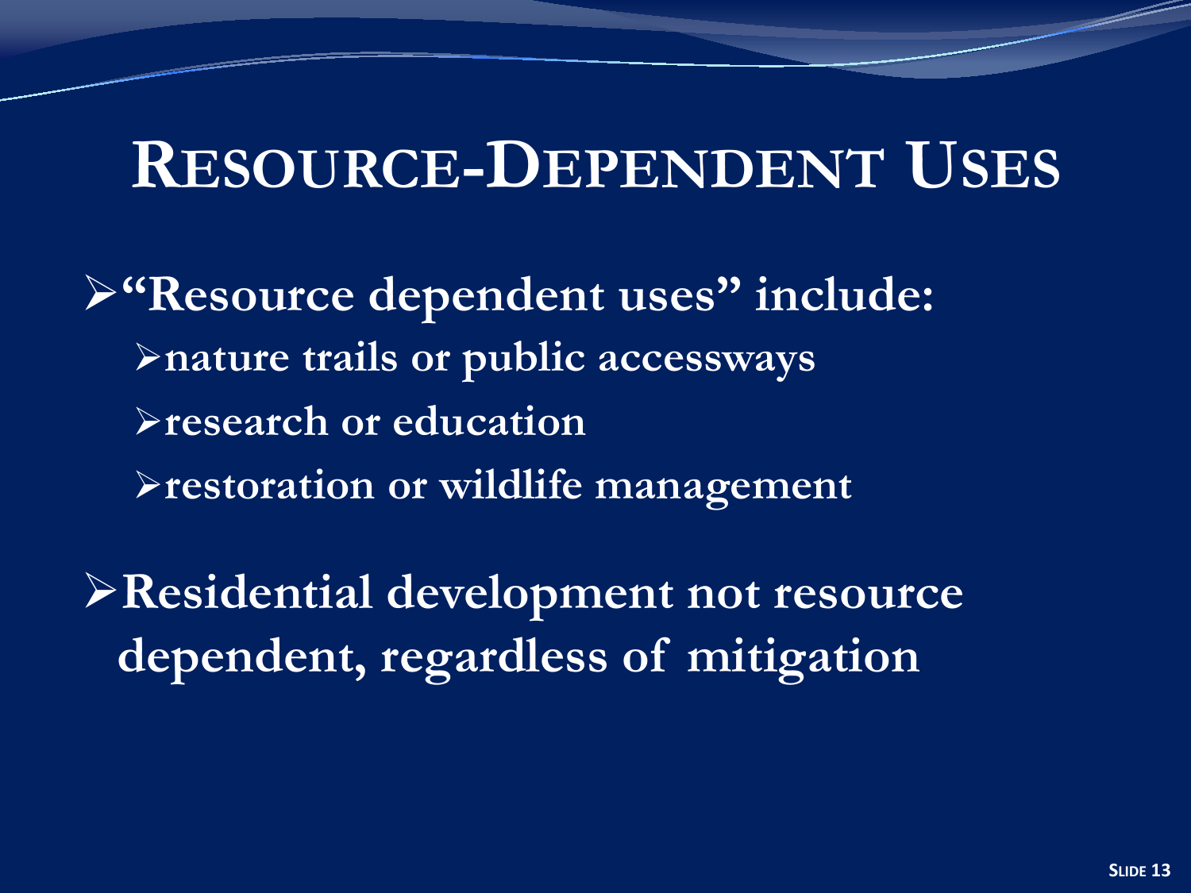# Resource-Dependent Uses

- **"Resource dependent uses" include:**
  - **nature trails or public accessways**
  - **research or education**
  - **restoration or wildlife management**
- **Residential development not resource dependent, regardless of mitigation**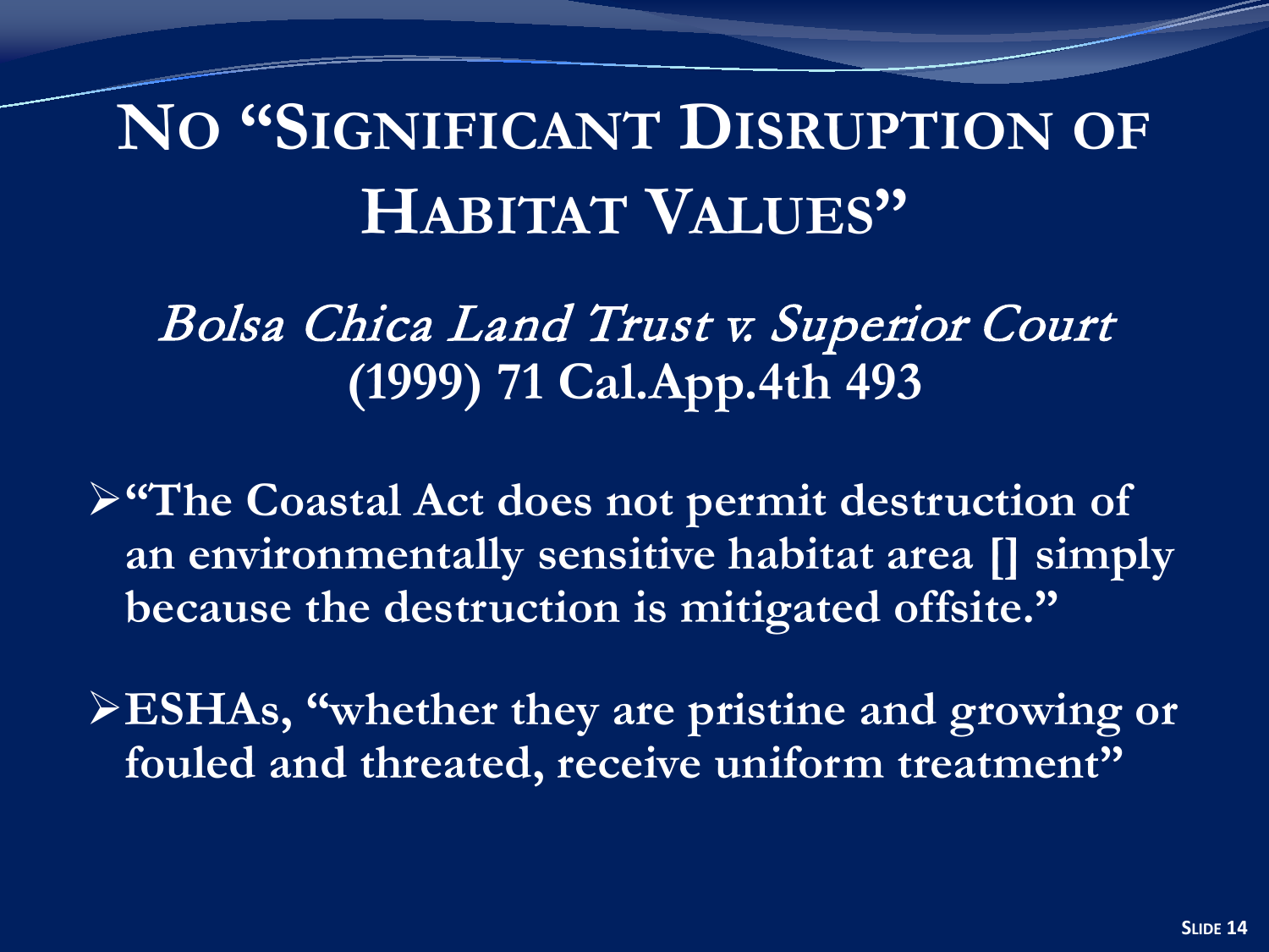# No "Significant Disruption of Habitat Values"

*Bolsa Chica Land Trust v. Superior Court*
**(1999) 71 Cal.App.4th 493**

- **"The Coastal Act does not permit destruction of an environmentally sensitive habitat area [] simply because the destruction is mitigated offsite."**
- **ESHAs, "whether they are pristine and growing or fouled and threated, receive uniform treatment"**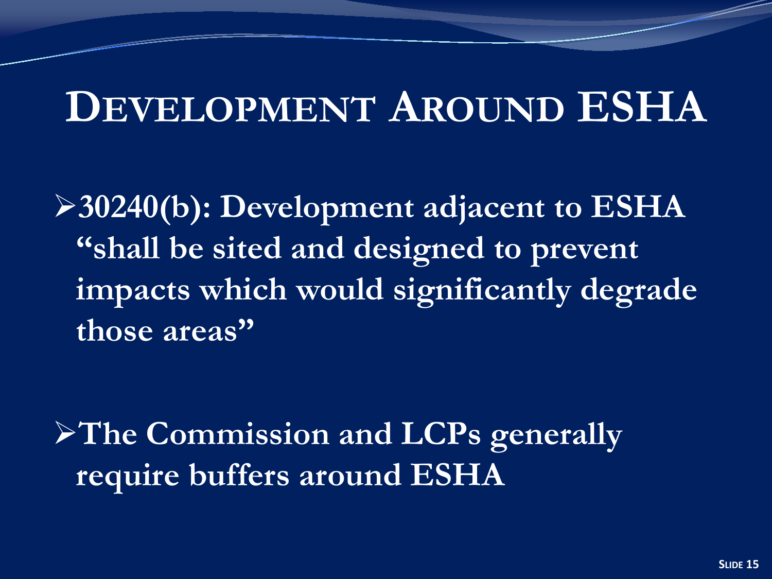# Development Around ESHA

- **30240(b): Development adjacent to ESHA "shall be sited and designed to prevent impacts which would significantly degrade those areas"**

- **The Commission and LCPs generally require buffers around ESHA**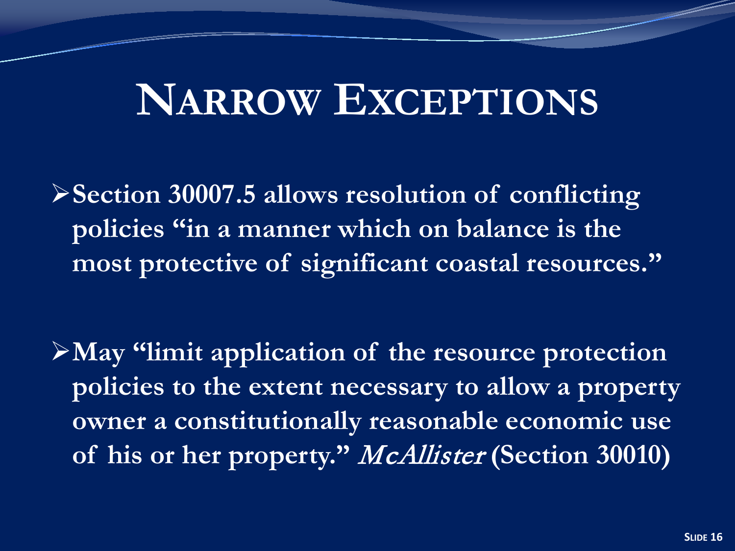# Narrow Exceptions

- **Section 30007.5 allows resolution of conflicting policies "in a manner which on balance is the most protective of significant coastal resources."**

- **May "limit application of the resource protection policies to the extent necessary to allow a property owner a constitutionally reasonable economic use of his or her property."** ***McAllister*** **(Section 30010)**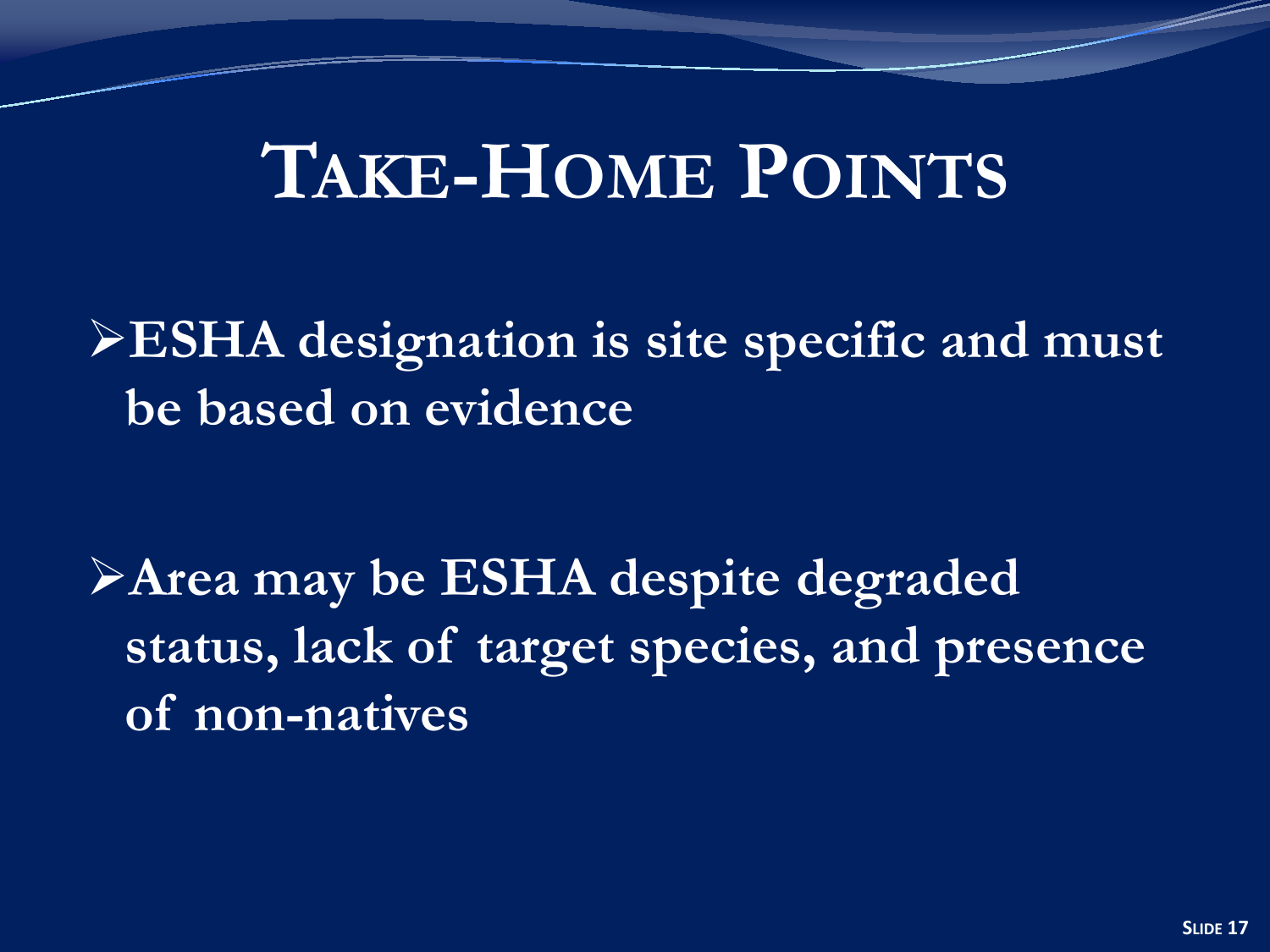# Take-Home Points

- **ESHA designation is site specific and must be based on evidence**

- **Area may be ESHA despite degraded status, lack of target species, and presence of non-natives**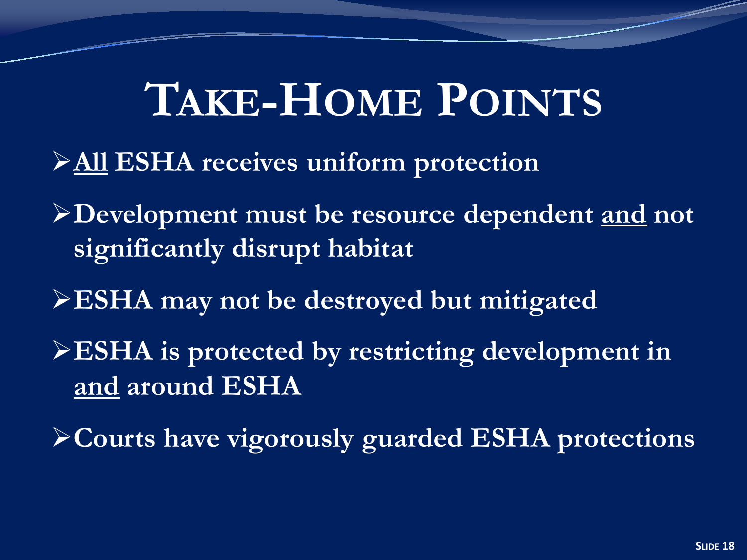# Take-Home Points

- **All ESHA receives uniform protection**
- **Development must be resource dependent and not significantly disrupt habitat**
- **ESHA may not be destroyed but mitigated**
- **ESHA is protected by restricting development in and around ESHA**
- **Courts have vigorously guarded ESHA protections**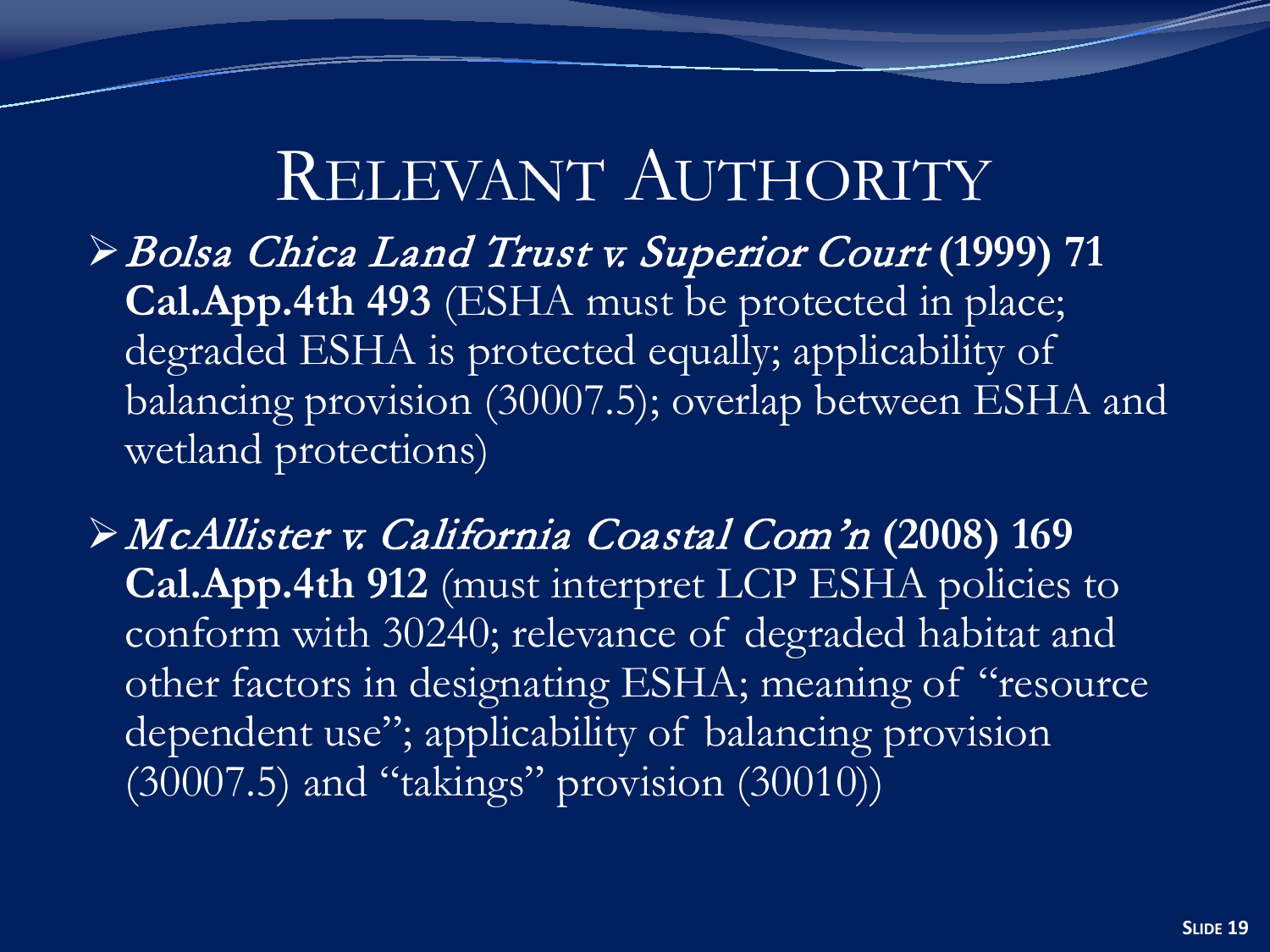# Relevant Authority

- *Bolsa Chica Land Trust v. Superior Court* **(1999) 71 Cal.App.4th 493** (ESHA must be protected in place; degraded ESHA is protected equally; applicability of balancing provision (30007.5); overlap between ESHA and wetland protections)

- *McAllister v. California Coastal Com'n* **(2008) 169 Cal.App.4th 912** (must interpret LCP ESHA policies to conform with 30240; relevance of degraded habitat and other factors in designating ESHA; meaning of "resource dependent use"; applicability of balancing provision (30007.5) and "takings" provision (30010))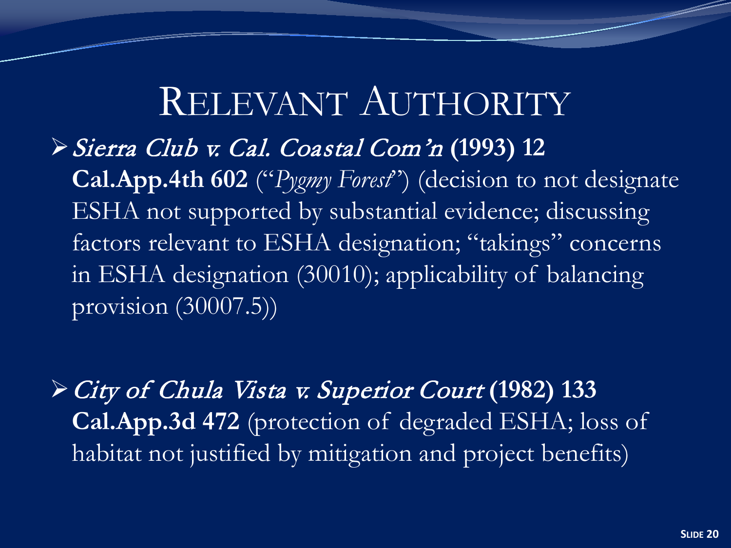# Relevant Authority

- *Sierra Club v. Cal. Coastal Com'n* **(1993) 12 Cal.App.4th 602** ("*Pygmy Forest*") (decision to not designate ESHA not supported by substantial evidence; discussing factors relevant to ESHA designation; "takings" concerns in ESHA designation (30010); applicability of balancing provision (30007.5))

- *City of Chula Vista v. Superior Court* **(1982) 133 Cal.App.3d 472** (protection of degraded ESHA; loss of habitat not justified by mitigation and project benefits)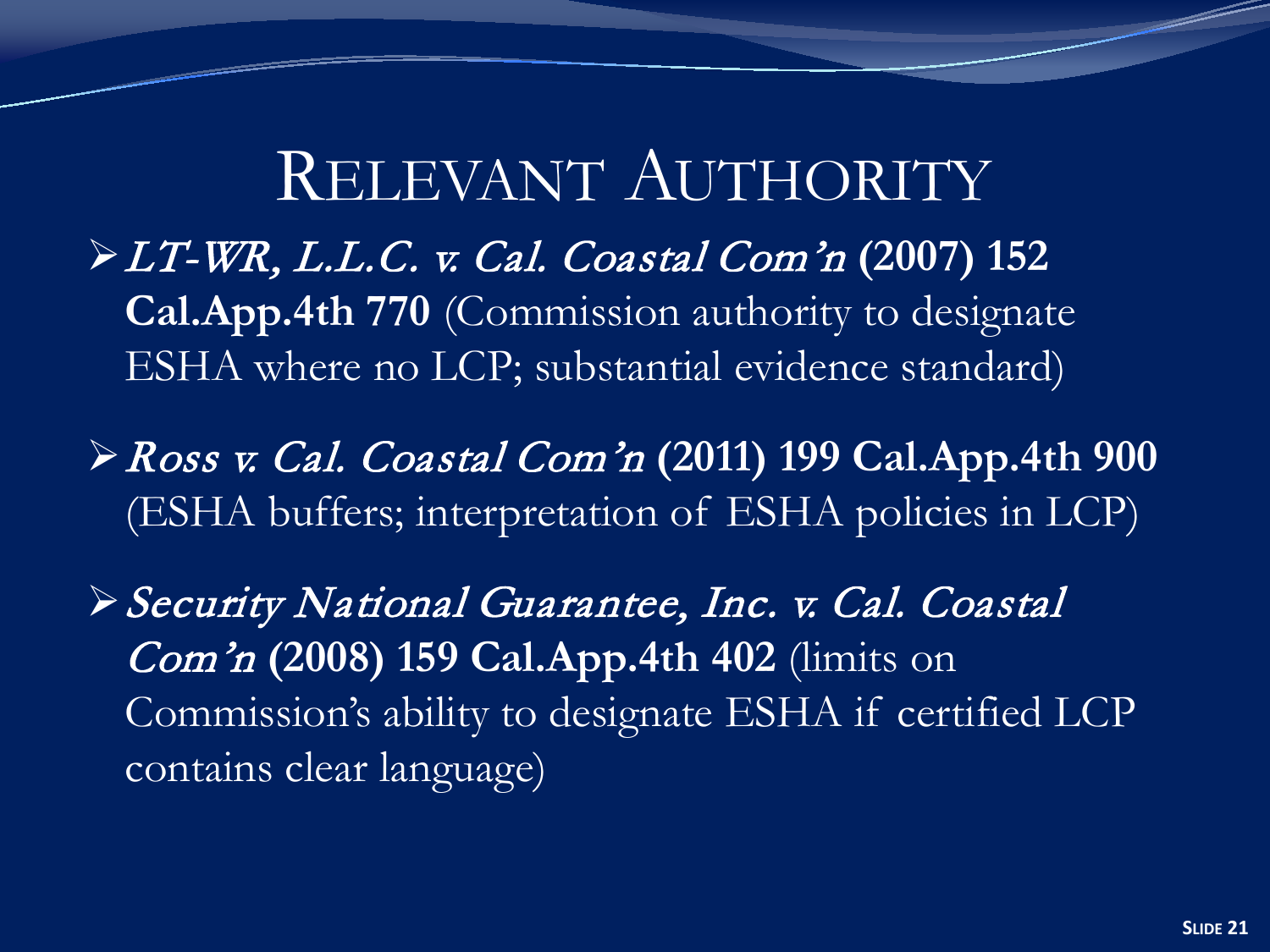# Relevant Authority

- *LT-WR, L.L.C. v. Cal. Coastal Com'n* **(2007) 152 Cal.App.4th 770** (Commission authority to designate ESHA where no LCP; substantial evidence standard)

- *Ross v. Cal. Coastal Com'n* **(2011) 199 Cal.App.4th 900** (ESHA buffers; interpretation of ESHA policies in LCP)

- *Security National Guarantee, Inc. v. Cal. Coastal Com'n* **(2008) 159 Cal.App.4th 402** (limits on Commission's ability to designate ESHA if certified LCP contains clear language)